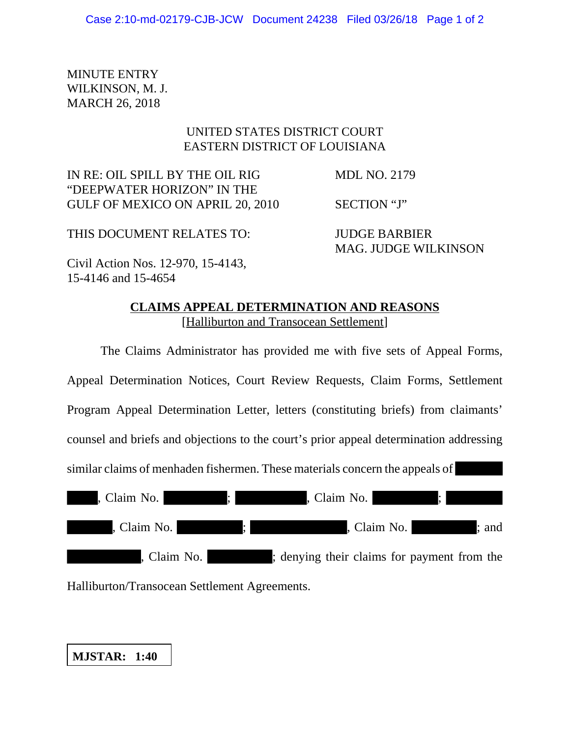MINUTE ENTRY
WILKINSON, M. J.
MARCH 26, 2018

UNITED STATES DISTRICT COURT
EASTERN DISTRICT OF LOUISIANA

| | |
|---|---|
| IN RE: OIL SPILL BY THE OIL RIG "DEEPWATER HORIZON" IN THE GULF OF MEXICO ON APRIL 20, 2010 | MDL NO. 2179 |
| | SECTION "J" |
| THIS DOCUMENT RELATES TO: | JUDGE BARBIER MAG. JUDGE WILKINSON |
| Civil Action Nos. 12-970, 15-4143, 15-4146 and 15-4654 | |

**CLAIMS APPEAL DETERMINATION AND REASONS**
[Halliburton and Transocean Settlement]

The Claims Administrator has provided me with five sets of Appeal Forms, Appeal Determination Notices, Court Review Requests, Claim Forms, Settlement Program Appeal Determination Letter, letters (constituting briefs) from claimants' counsel and briefs and objections to the court's prior appeal determination addressing similar claims of menhaden fishermen. These materials concern the appeals of [REDACTED], Claim No. [REDACTED]; [REDACTED], Claim No. [REDACTED]; [REDACTED], Claim No. [REDACTED]; [REDACTED], Claim No. [REDACTED]; and [REDACTED], Claim No. [REDACTED]; denying their claims for payment from the Halliburton/Transocean Settlement Agreements.

**MJSTAR: 1:40**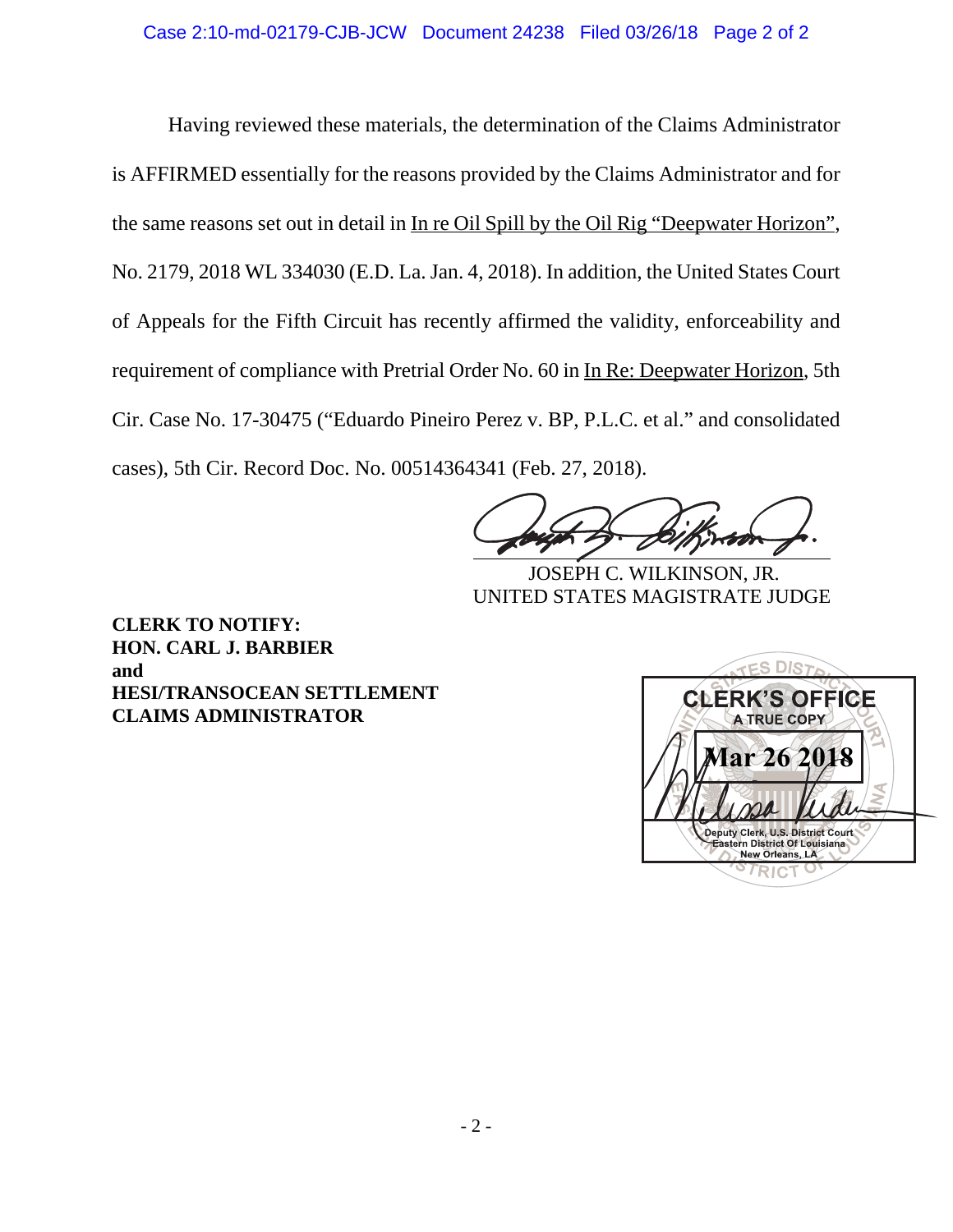Having reviewed these materials, the determination of the Claims Administrator is AFFIRMED essentially for the reasons provided by the Claims Administrator and for the same reasons set out in detail in In re Oil Spill by the Oil Rig "Deepwater Horizon", No. 2179, 2018 WL 334030 (E.D. La. Jan. 4, 2018). In addition, the United States Court of Appeals for the Fifth Circuit has recently affirmed the validity, enforceability and requirement of compliance with Pretrial Order No. 60 in In Re: Deepwater Horizon, 5th Cir. Case No. 17-30475 ("Eduardo Pineiro Perez v. BP, P.L.C. et al." and consolidated cases), 5th Cir. Record Doc. No. 00514364341 (Feb. 27, 2018).

JOSEPH C. WILKINSON, JR.
UNITED STATES MAGISTRATE JUDGE

**CLERK TO NOTIFY:**
**HON. CARL J. BARBIER**
**and**
**HESI/TRANSOCEAN SETTLEMENT CLAIMS ADMINISTRATOR**

CLERK'S OFFICE
A TRUE COPY
Mar 26 2018
Deputy Clerk, U.S. District Court
Eastern District Of Louisiana
New Orleans, LA